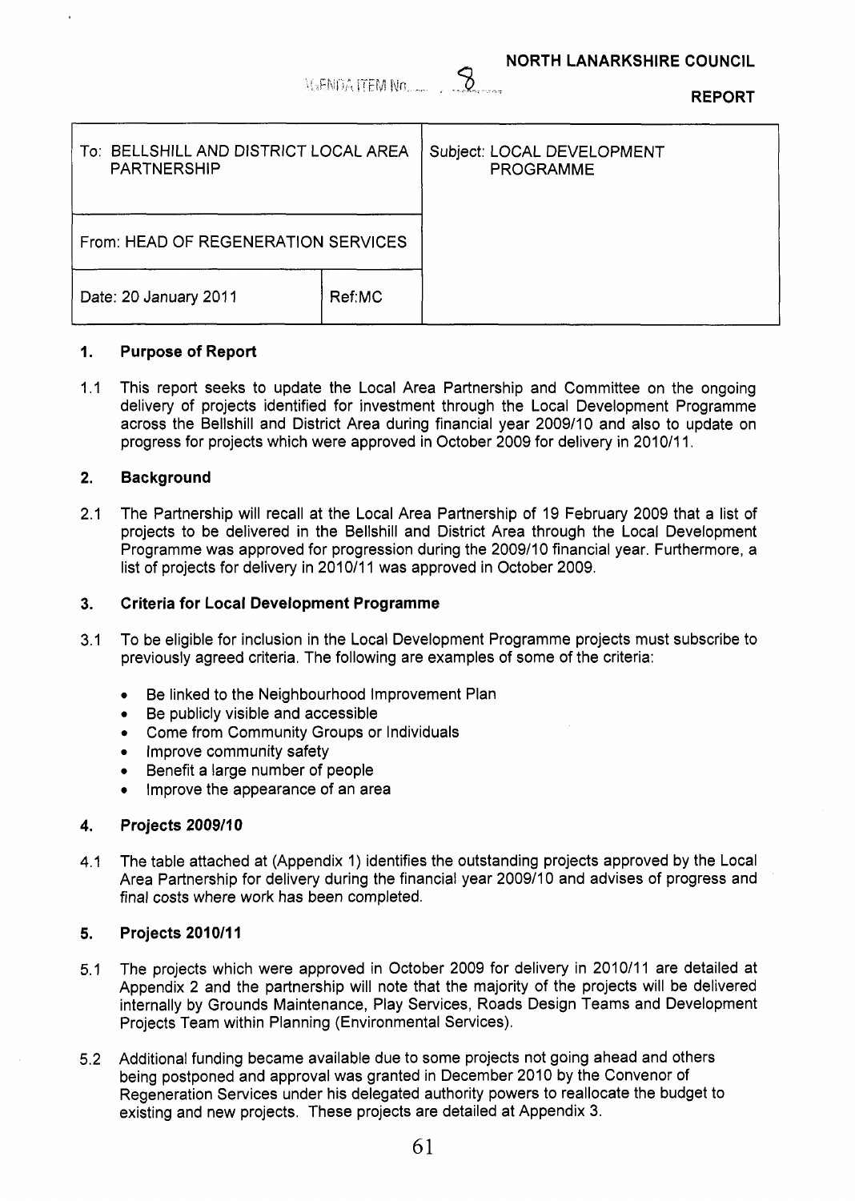AGENDA ITEM No. 8

**NORTH LANARKSHIRE COUNCIL**

**REPORT**

| To: BELLSHILL AND DISTRICT LOCAL AREA PARTNERSHIP | | Subject: LOCAL DEVELOPMENT PROGRAMME |
|---|---|---|
| From: HEAD OF REGENERATION SERVICES | | |
| Date: 20 January 2011 | Ref:MC | |

## 1. Purpose of Report

1.1 This report seeks to update the Local Area Partnership and Committee on the ongoing delivery of projects identified for investment through the Local Development Programme across the Bellshill and District Area during financial year 2009/10 and also to update on progress for projects which were approved in October 2009 for delivery in 2010/11.

## 2. Background

2.1 The Partnership will recall at the Local Area Partnership of 19 February 2009 that a list of projects to be delivered in the Bellshill and District Area through the Local Development Programme was approved for progression during the 2009/10 financial year. Furthermore, a list of projects for delivery in 2010/11 was approved in October 2009.

## 3. Criteria for Local Development Programme

3.1 To be eligible for inclusion in the Local Development Programme projects must subscribe to previously agreed criteria. The following are examples of some of the criteria:

- Be linked to the Neighbourhood Improvement Plan
- Be publicly visible and accessible
- Come from Community Groups or Individuals
- Improve community safety
- Benefit a large number of people
- Improve the appearance of an area

## 4. Projects 2009/10

4.1 The table attached at (Appendix 1) identifies the outstanding projects approved by the Local Area Partnership for delivery during the financial year 2009/10 and advises of progress and final costs where work has been completed.

## 5. Projects 2010/11

5.1 The projects which were approved in October 2009 for delivery in 2010/11 are detailed at Appendix 2 and the partnership will note that the majority of the projects will be delivered internally by Grounds Maintenance, Play Services, Roads Design Teams and Development Projects Team within Planning (Environmental Services).

5.2 Additional funding became available due to some projects not going ahead and others being postponed and approval was granted in December 2010 by the Convenor of Regeneration Services under his delegated authority powers to reallocate the budget to existing and new projects. These projects are detailed at Appendix 3.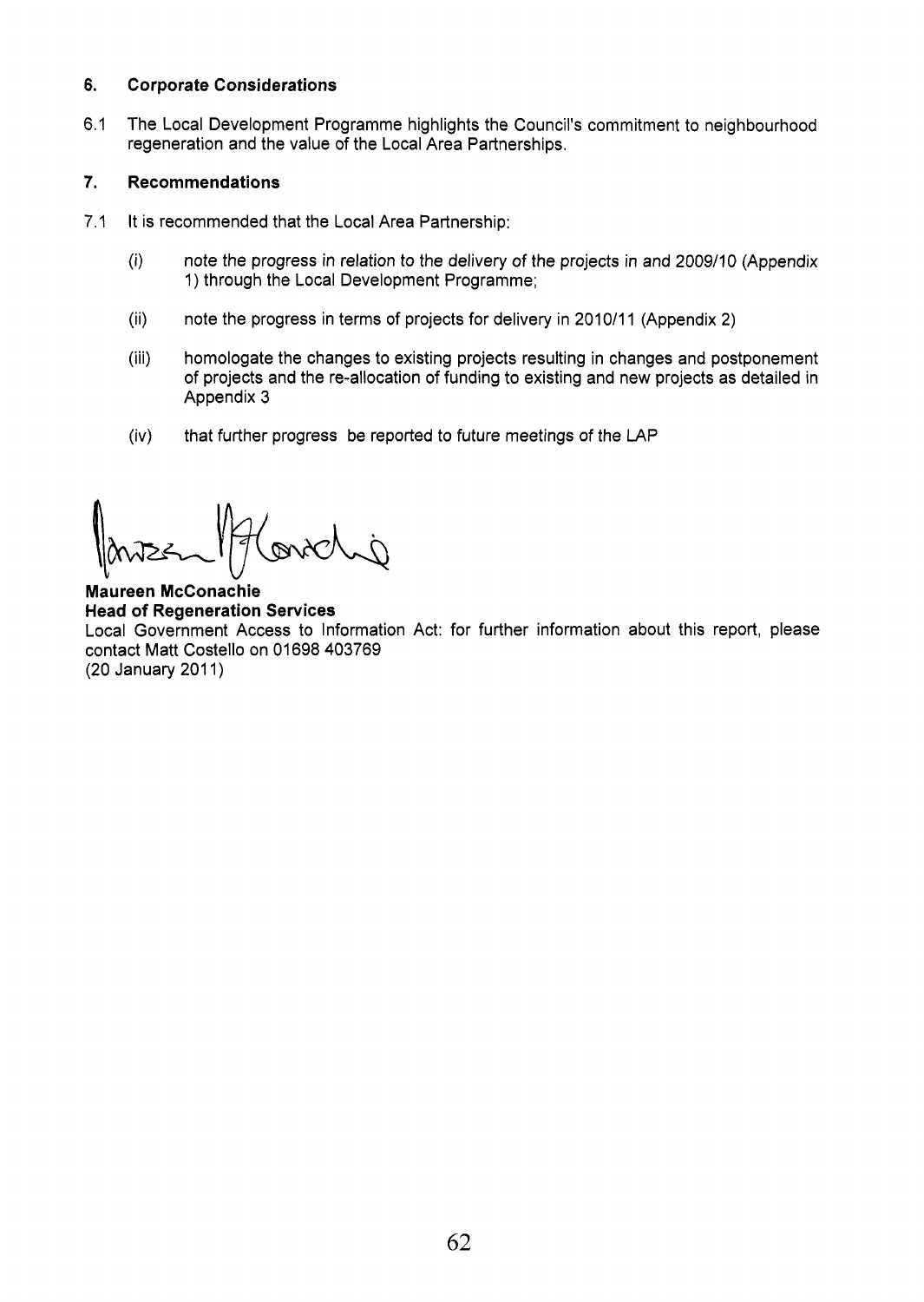## 6. Corporate Considerations

6.1 The Local Development Programme highlights the Council's commitment to neighbourhood regeneration and the value of the Local Area Partnerships.

## 7. Recommendations

7.1 It is recommended that the Local Area Partnership:

(i) note the progress in relation to the delivery of the projects in and 2009/10 (Appendix 1) through the Local Development Programme;

(ii) note the progress in terms of projects for delivery in 2010/11 (Appendix 2)

(iii) homologate the changes to existing projects resulting in changes and postponement of projects and the re-allocation of funding to existing and new projects as detailed in Appendix 3

(iv) that further progress be reported to future meetings of the LAP

**Maureen McConachie**
**Head of Regeneration Services**
Local Government Access to Information Act: for further information about this report, please contact Matt Costello on 01698 403769
(20 January 2011)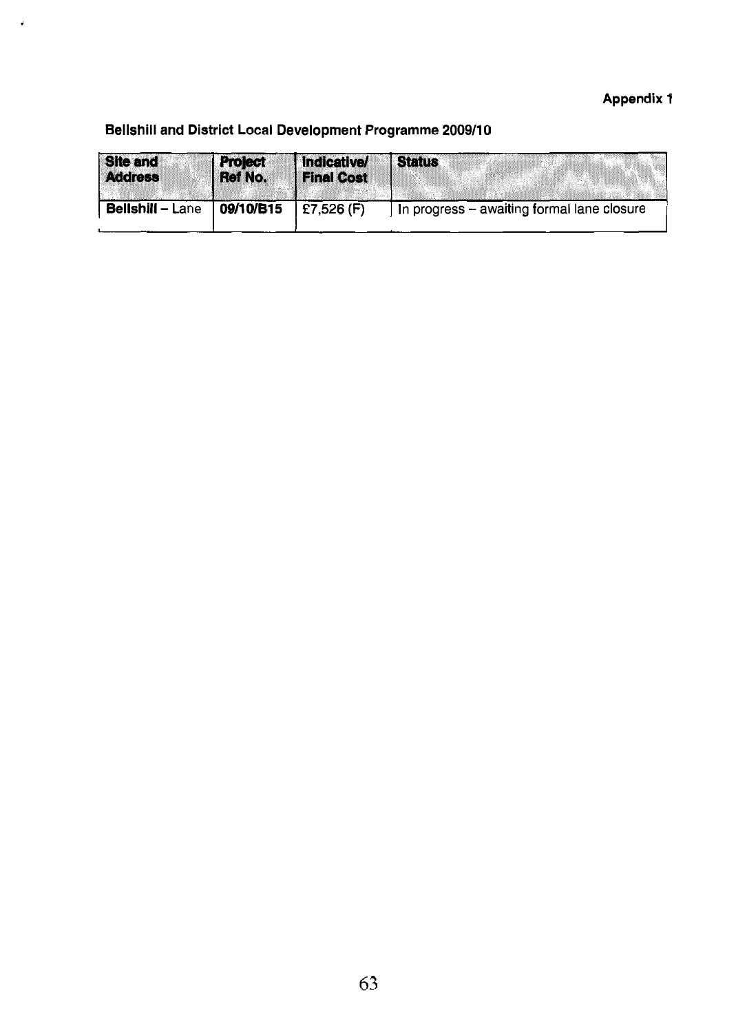**Appendix 1**

**Bellshill and District Local Development Programme 2009/10**

| Site and Address | Project Ref No. | Indicative/ Final Cost | Status |
|---|---|---|---|
| **Bellshill** – Lane | **09/10/B15** | £7,526 (F) | In progress – awaiting formal lane closure |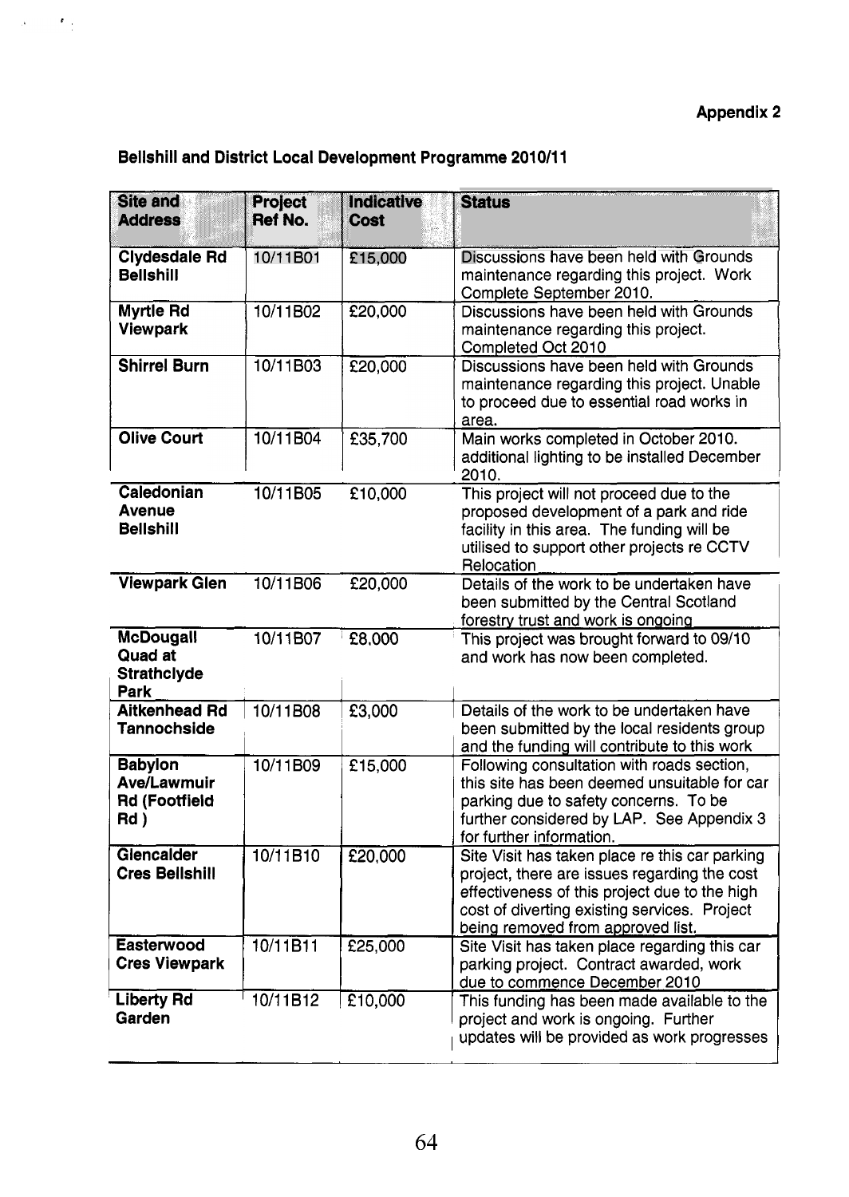**Appendix 2**

**Bellshill and District Local Development Programme 2010/11**

| Site and Address | Project Ref No. | Indicative Cost | Status |
|---|---|---|---|
| **Clydesdale Rd Bellshill** | 10/11B01 | £15,000 | Discussions have been held with Grounds maintenance regarding this project. Work Complete September 2010. |
| **Myrtle Rd Viewpark** | 10/11B02 | £20,000 | Discussions have been held with Grounds maintenance regarding this project. Completed Oct 2010 |
| **Shirrel Burn** | 10/11B03 | £20,000 | Discussions have been held with Grounds maintenance regarding this project. Unable to proceed due to essential road works in area. |
| **Olive Court** | 10/11B04 | £35,700 | Main works completed in October 2010. additional lighting to be installed December 2010. |
| **Caledonian Avenue Bellshill** | 10/11B05 | £10,000 | This project will not proceed due to the proposed development of a park and ride facility in this area. The funding will be utilised to support other projects re CCTV Relocation |
| **Viewpark Glen** | 10/11B06 | £20,000 | Details of the work to be undertaken have been submitted by the Central Scotland forestry trust and work is ongoing |
| **McDougall Quad at Strathclyde Park** | 10/11B07 | £8,000 | This project was brought forward to 09/10 and work has now been completed. |
| **Aitkenhead Rd Tannochside** | 10/11B08 | £3,000 | Details of the work to be undertaken have been submitted by the local residents group and the funding will contribute to this work |
| **Babylon Ave/Lawmuir Rd (Footfield Rd )** | 10/11B09 | £15,000 | Following consultation with roads section, this site has been deemed unsuitable for car parking due to safety concerns. To be further considered by LAP. See Appendix 3 for further information. |
| **Glencalder Cres Bellshill** | 10/11B10 | £20,000 | Site Visit has taken place re this car parking project, there are issues regarding the cost effectiveness of this project due to the high cost of diverting existing services. Project being removed from approved list. |
| **Easterwood Cres Viewpark** | 10/11B11 | £25,000 | Site Visit has taken place regarding this car parking project. Contract awarded, work due to commence December 2010 |
| **Liberty Rd Garden** | 10/11B12 | £10,000 | This funding has been made available to the project and work is ongoing. Further updates will be provided as work progresses |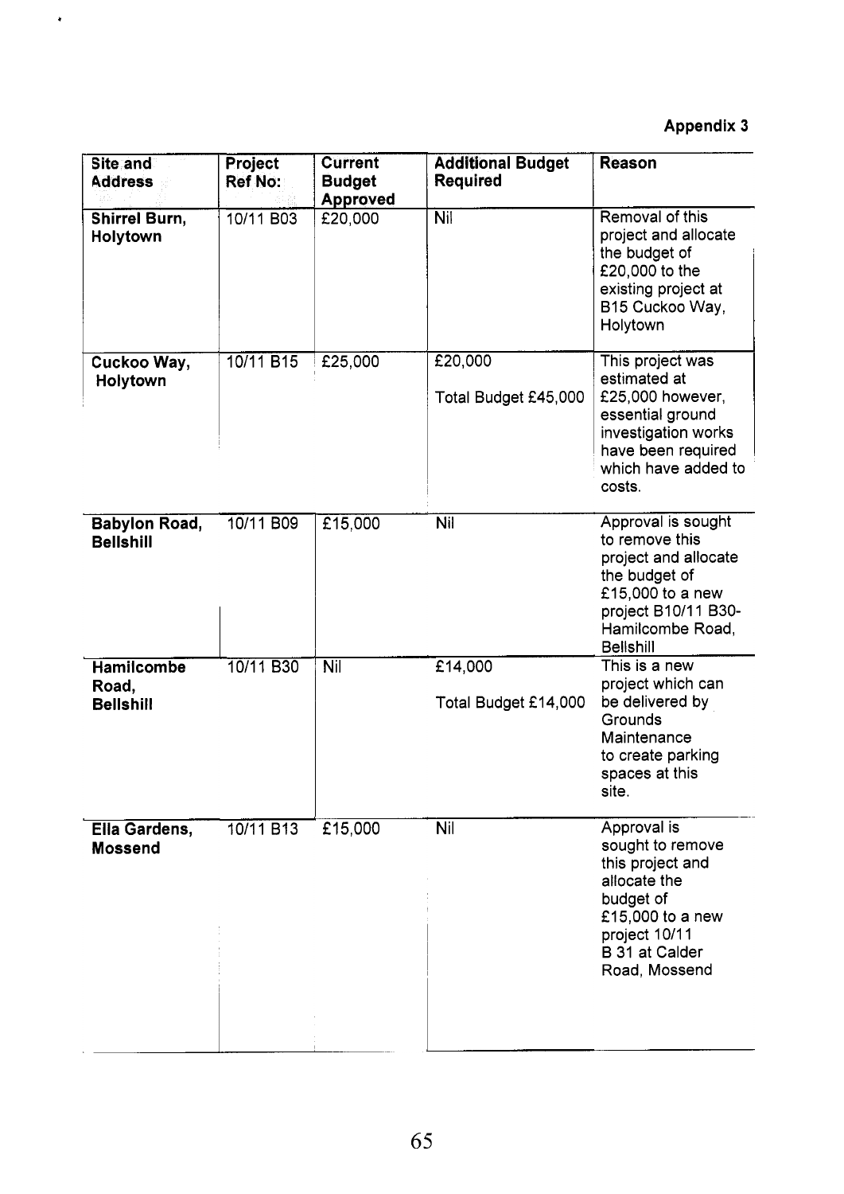**Appendix 3**

| Site and Address | Project Ref No: | Current Budget Approved | Additional Budget Required | Reason |
|---|---|---|---|---|
| **Shirrel Burn, Holytown** | 10/11 B03 | £20,000 | Nil | Removal of this project and allocate the budget of £20,000 to the existing project at B15 Cuckoo Way, Holytown |
| **Cuckoo Way, Holytown** | 10/11 B15 | £25,000 | £20,000<br><br>Total Budget £45,000 | This project was estimated at £25,000 however, essential ground investigation works have been required which have added to costs. |
| **Babylon Road, Bellshill** | 10/11 B09 | £15,000 | Nil | Approval is sought to remove this project and allocate the budget of £15,000 to a new project B10/11 B30-Hamilcombe Road, Bellshill |
| **Hamilcombe Road, Bellshill** | 10/11 B30 | Nil | £14,000<br><br>Total Budget £14,000 | This is a new project which can be delivered by Grounds Maintenance to create parking spaces at this site. |
| **Ella Gardens, Mossend** | 10/11 B13 | £15,000 | Nil | Approval is sought to remove this project and allocate the budget of £15,000 to a new project 10/11 B 31 at Calder Road, Mossend |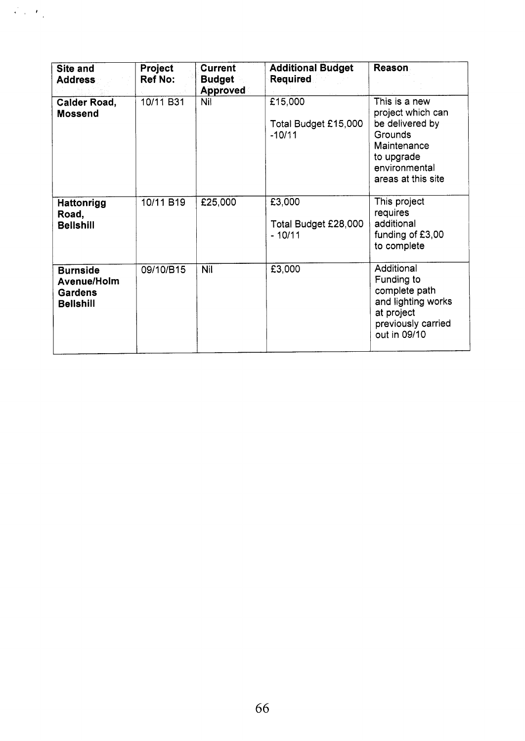| **Site and Address** | **Project Ref No:** | **Current Budget Approved** | **Additional Budget Required** | **Reason** |
|---|---|---|---|---|
| **Calder Road, Mossend** | 10/11 B31 | Nil | £15,000<br><br>Total Budget £15,000 -10/11 | This is a new project which can be delivered by Grounds Maintenance to upgrade environmental areas at this site |
| **Hattonrigg Road, Bellshill** | 10/11 B19 | £25,000 | £3,000<br><br>Total Budget £28,000 - 10/11 | This project requires additional funding of £3,00 to complete |
| **Burnside Avenue/Holm Gardens Bellshill** | 09/10/B15 | Nil | £3,000 | Additional Funding to complete path and lighting works at project previously carried out in 09/10 |